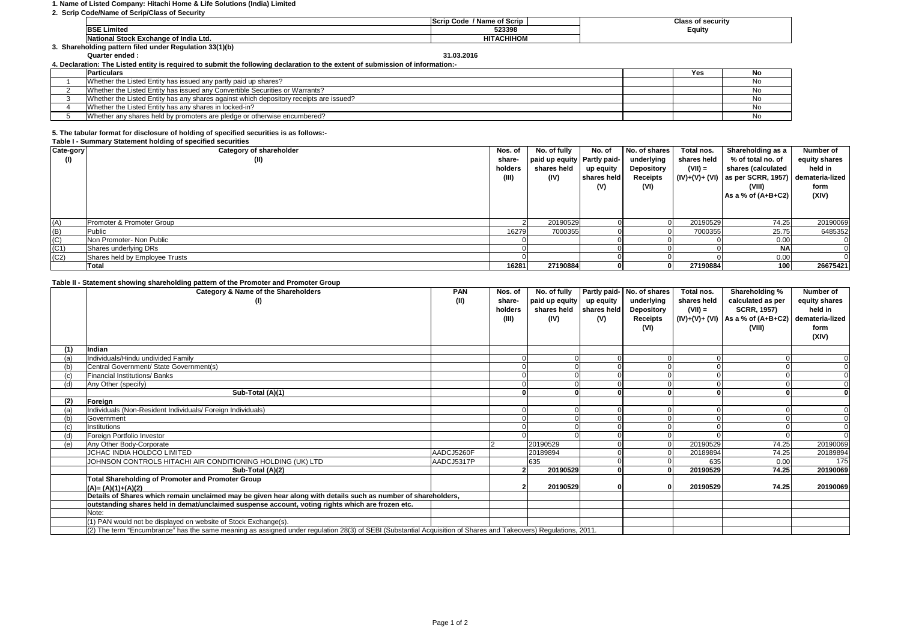1. Name of Listed Company: Hitachi Home & Life Solutions (India) Limited

2. Scrip Code/Name of Scrip/Class of Security

| | Scrip Code / Name of Scrip | Class of security |
|---|---|---|
| BSE Limited | 523398 | Equity |
| National Stock Exchange of India Ltd. | HITACHIHOM | |

3. Shareholding pattern filed under Regulation 33(1)(b)

Quarter ended : 31.03.2016

4. Declaration: The Listed entity is required to submit the following declaration to the extent of submission of information:-

| | Particulars | Yes | No |
|---|---|---|---|
| 1 | Whether the Listed Entity has issued any partly paid up shares? | | No |
| 2 | Whether the Listed Entity has issued any Convertible Securities or Warrants? | | No |
| 3 | Whether the Listed Entity has any shares against which depository receipts are issued? | | No |
| 4 | Whether the Listed Entity has any shares in locked-in? | | No |
| 5 | Whether any shares held by promoters are pledge or otherwise encumbered? | | No |

5. The tabular format for disclosure of holding of specified securities is as follows:-

Table I - Summary Statement holding of specified securities

| Cate-gory (I) | Category of shareholder (II) | Nos. of share-holders (III) | No. of fully paid up equity shares held (IV) | No. of Partly paid-up equity shares held (V) | No. of shares underlying Depository Receipts (VI) | Total nos. shares held (VII) = (IV)+(V)+ (VI) | Shareholding as a % of total no. of shares (calculated as per SCRR, 1957) (VIII) As a % of (A+B+C2) | Number of equity shares held in demateria-lized form (XIV) |
|---|---|---|---|---|---|---|---|---|
| (A) | Promoter & Promoter Group | 2 | 20190529 | 0 | 0 | 20190529 | 74.25 | 20190069 |
| (B) | Public | 16279 | 7000355 | 0 | 0 | 7000355 | 25.75 | 6485352 |
| (C) | Non Promoter- Non Public | 0 | | 0 | 0 | 0 | 0.00 | 0 |
| (C1) | Shares underlying DRs | 0 | | 0 | 0 | 0 | NA | 0 |
| (C2) | Shares held by Employee Trusts | 0 | | 0 | 0 | 0 | 0.00 | 0 |
| | **Total** | **16281** | **27190884** | **0** | **0** | **27190884** | **100** | **26675421** |

Table II - Statement showing shareholding pattern of the Promoter and Promoter Group

| | Category & Name of the Shareholders (I) | PAN (II) | Nos. of share-holders (III) | No. of fully paid up equity shares held (IV) | Partly paid-up equity shares held (V) | No. of shares underlying Depository Receipts (VI) | Total nos. shares held (VII) = (IV)+(V)+ (VI) | Shareholding % calculated as per SCRR, 1957) As a % of (A+B+C2) (VIII) | Number of equity shares held in demateria-lized form (XIV) |
|---|---|---|---|---|---|---|---|---|---|
| **(1)** | **Indian** | | | | | | | | |
| (a) | Individuals/Hindu undivided Family | | 0 | 0 | 0 | 0 | 0 | 0 | 0 |
| (b) | Central Government/ State Government(s) | | 0 | 0 | 0 | 0 | 0 | 0 | 0 |
| (c) | Financial Institutions/ Banks | | 0 | 0 | 0 | 0 | 0 | 0 | 0 |
| (d) | Any Other (specify) | | 0 | 0 | 0 | 0 | 0 | 0 | 0 |
| | **Sub-Total (A)(1)** | | **0** | **0** | **0** | **0** | **0** | **0** | **0** |
| **(2)** | **Foreign** | | | | | | | | |
| (a) | Individuals (Non-Resident Individuals/ Foreign Individuals) | | 0 | 0 | 0 | 0 | 0 | 0 | 0 |
| (b) | Government | | 0 | 0 | 0 | 0 | 0 | 0 | 0 |
| (c) | Institutions | | 0 | 0 | 0 | 0 | 0 | 0 | 0 |
| (d) | Foreign Portfolio Investor | | 0 | 0 | 0 | 0 | 0 | 0 | 0 |
| (e) | Any Other Body-Corporate | | 2 | 20190529 | 0 | 0 | 20190529 | 74.25 | 20190069 |
| | JCHAC INDIA HOLDCO LIMITED | AADCJ5260F | | 20189894 | 0 | 0 | 20189894 | 74.25 | 20189894 |
| | JOHNSON CONTROLS HITACHI AIR CONDITIONING HOLDING (UK) LTD | AADCJ5317P | | 635 | 0 | 0 | 635 | 0.00 | 175 |
| | **Sub-Total (A)(2)** | | **2** | **20190529** | **0** | **0** | **20190529** | **74.25** | **20190069** |
| | **Total Shareholding of Promoter and Promoter Group (A)= (A)(1)+(A)(2)** | | **2** | **20190529** | **0** | **0** | **20190529** | **74.25** | **20190069** |
| | **Details of Shares which remain unclaimed may be given hear along with details such as number of shareholders, outstanding shares held in demat/unclaimed suspense account, voting rights which are frozen etc.** | | | | | | | | |
| | Note: | | | | | | | | |
| | (1) PAN would not be displayed on website of Stock Exchange(s). | | | | | | | | |
| | (2) The term "Encumbrance" has the same meaning as assigned under regulation 28(3) of SEBI (Substantial Acquisition of Shares and Takeovers) Regulations, 2011. | | | | | | | | |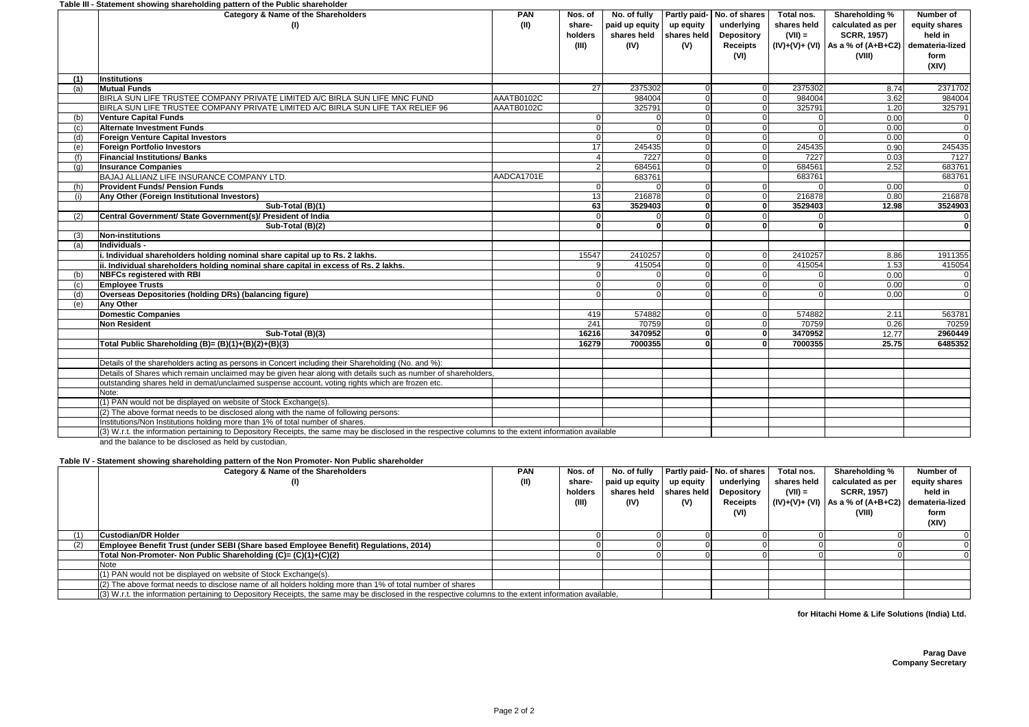**Table III - Statement showing shareholding pattern of the Public shareholder**

| | Category & Name of the Shareholders (I) | PAN (II) | Nos. of share-holders (III) | No. of fully paid up equity shares held (IV) | Partly paid-up equity shares held (V) | No. of shares underlying Depository Receipts (VI) | Total nos. shares held (VII) = (IV)+(V)+ (VI) | Shareholding % calculated as per SCRR, 1957) As a % of (A+B+C2) (VIII) | Number of equity shares held in demateria-lized form (XIV) |
|---|---|---|---|---|---|---|---|---|---|
| (1) | **Institutions** | | | | | | | | |
| (a) | **Mutual Funds** | | 27 | 2375302 | 0 | 0 | 2375302 | 8.74 | 2371702 |
| | BIRLA SUN LIFE TRUSTEE COMPANY PRIVATE LIMITED A/C BIRLA SUN LIFE MNC FUND | AAATB0102C | | 984004 | 0 | 0 | 984004 | 3.62 | 984004 |
| | BIRLA SUN LIFE TRUSTEE COMPANY PRIVATE LIMITED A/C BIRLA SUN LIFE TAX RELIEF 96 | AAATB0102C | | 325791 | 0 | 0 | 325791 | 1.20 | 325791 |
| (b) | **Venture Capital Funds** | | 0 | 0 | 0 | 0 | 0 | 0.00 | 0 |
| (c) | **Alternate Investment Funds** | | 0 | 0 | 0 | 0 | 0 | 0.00 | 0 |
| (d) | **Foreign Venture Capital Investors** | | 0 | 0 | 0 | 0 | 0 | 0.00 | 0 |
| (e) | **Foreign Portfolio Investors** | | 17 | 245435 | 0 | 0 | 245435 | 0.90 | 245435 |
| (f) | **Financial Institutions/ Banks** | | 4 | 7227 | 0 | 0 | 7227 | 0.03 | 7127 |
| (g) | **Insurance Companies** | | 2 | 684561 | 0 | 0 | 684561 | 2.52 | 683761 |
| | BAJAJ ALLIANZ LIFE INSURANCE COMPANY LTD. | AADCA1701E | | 683761 | | | 683761 | | 683761 |
| (h) | **Provident Funds/ Pension Funds** | | 0 | 0 | 0 | 0 | 0 | 0.00 | 0 |
| (i) | **Any Other (Foreign Institutional Investors)** | | 13 | 216878 | 0 | 0 | 216878 | 0.80 | 216878 |
| | **Sub-Total (B)(1)** | | **63** | **3529403** | **0** | **0** | **3529403** | **12.98** | **3524903** |
| (2) | **Central Government/ State Government(s)/ President of India** | | 0 | 0 | 0 | 0 | 0 | | 0 |
| | **Sub-Total (B)(2)** | | **0** | **0** | **0** | **0** | **0** | | **0** |
| (3) | **Non-institutions** | | | | | | | | |
| (a) | **Individuals -** | | | | | | | | |
| | **i. Individual shareholders holding nominal share capital up to Rs. 2 lakhs.** | | 15547 | 2410257 | 0 | 0 | 2410257 | 8.86 | 1911355 |
| | **ii. Individual shareholders holding nominal share capital in excess of Rs. 2 lakhs.** | | 9 | 415054 | 0 | 0 | 415054 | 1.53 | 415054 |
| (b) | **NBFCs registered with RBI** | | 0 | 0 | 0 | 0 | 0 | 0.00 | 0 |
| (c) | **Employee Trusts** | | 0 | 0 | 0 | 0 | 0 | 0.00 | 0 |
| (d) | **Overseas Depositories (holding DRs) (balancing figure)** | | 0 | 0 | 0 | 0 | 0 | 0.00 | 0 |
| (e) | **Any Other** | | | | | | | | |
| | **Domestic Companies** | | 419 | 574882 | 0 | 0 | 574882 | 2.11 | 563781 |
| | **Non Resident** | | 241 | 70759 | 0 | 0 | 70759 | 0.26 | 70259 |
| | **Sub-Total (B)(3)** | | **16216** | **3470952** | **0** | **0** | **3470952** | 12.77 | **2960449** |
| | **Total Public Shareholding (B)= (B)(1)+(B)(2)+(B)(3)** | | **16279** | **7000355** | **0** | **0** | **7000355** | **25.75** | **6485352** |

Details of the shareholders acting as persons in Concert including their Shareholding (No. and %):

Details of Shares which remain unclaimed may be given hear along with details such as number of shareholders, outstanding shares held in demat/unclaimed suspense account, voting rights which are frozen etc.

Note:

(1) PAN would not be displayed on website of Stock Exchange(s).

(2) The above format needs to be disclosed along with the name of following persons: Institutions/Non Institutions holding more than 1% of total number of shares.

(3) W.r.t. the information pertaining to Depository Receipts, the same may be disclosed in the respective columns to the extent information available and the balance to be disclosed as held by custodian,

**Table IV - Statement showing shareholding pattern of the Non Promoter- Non Public shareholder**

| | Category & Name of the Shareholders (I) | PAN (II) | Nos. of share-holders (III) | No. of fully paid up equity shares held (IV) | Partly paid-up equity shares held (V) | No. of shares underlying Depository Receipts (VI) | Total nos. shares held (VII) = (IV)+(V)+ (VI) | Shareholding % calculated as per SCRR, 1957) As a % of (A+B+C2) (VIII) | Number of equity shares held in demateria-lized form (XIV) |
|---|---|---|---|---|---|---|---|---|---|
| (1) | **Custodian/DR Holder** | | 0 | 0 | 0 | 0 | 0 | 0 | 0 |
| (2) | **Employee Benefit Trust (under SEBI (Share based Employee Benefit) Regulations, 2014)** | | 0 | 0 | 0 | 0 | 0 | 0 | 0 |
| | **Total Non-Promoter- Non Public Shareholding (C)= (C)(1)+(C)(2)** | | 0 | 0 | 0 | 0 | 0 | 0 | 0 |

Note

(1) PAN would not be displayed on website of Stock Exchange(s).

(2) The above format needs to disclose name of all holders holding more than 1% of total number of shares

(3) W.r.t. the information pertaining to Depository Receipts, the same may be disclosed in the respective columns to the extent information available,

**for Hitachi Home & Life Solutions (India) Ltd.**

**Parag Dave**
**Company Secretary**